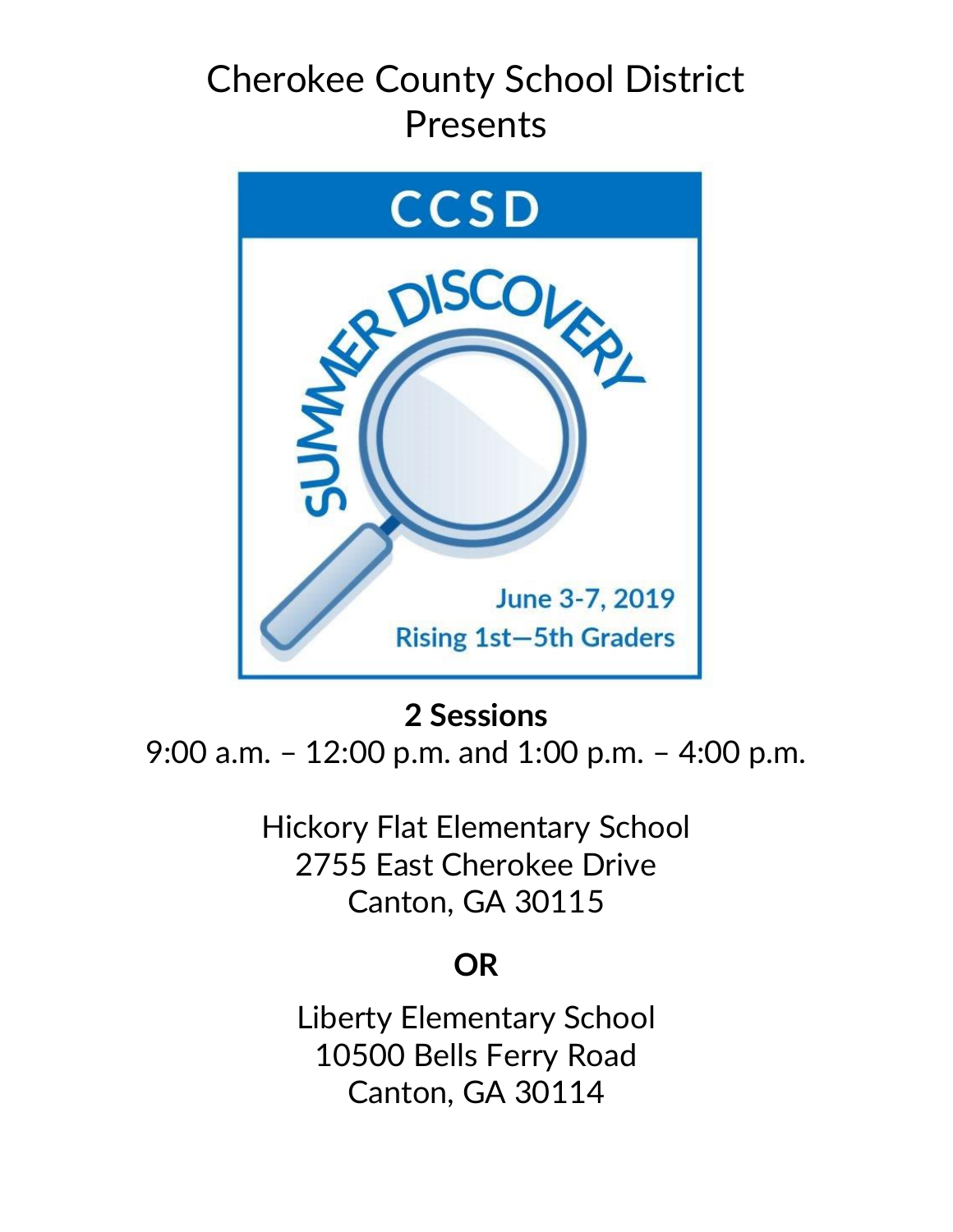# Cherokee County School District Presents

CCSD

SUMMER DISCOVERY

June 3-7, 2019

Rising 1st—5th Graders

**2 Sessions**

9:00 a.m. – 12:00 p.m. and 1:00 p.m. – 4:00 p.m.

Hickory Flat Elementary School
2755 East Cherokee Drive
Canton, GA 30115

**OR**

Liberty Elementary School
10500 Bells Ferry Road
Canton, GA 30114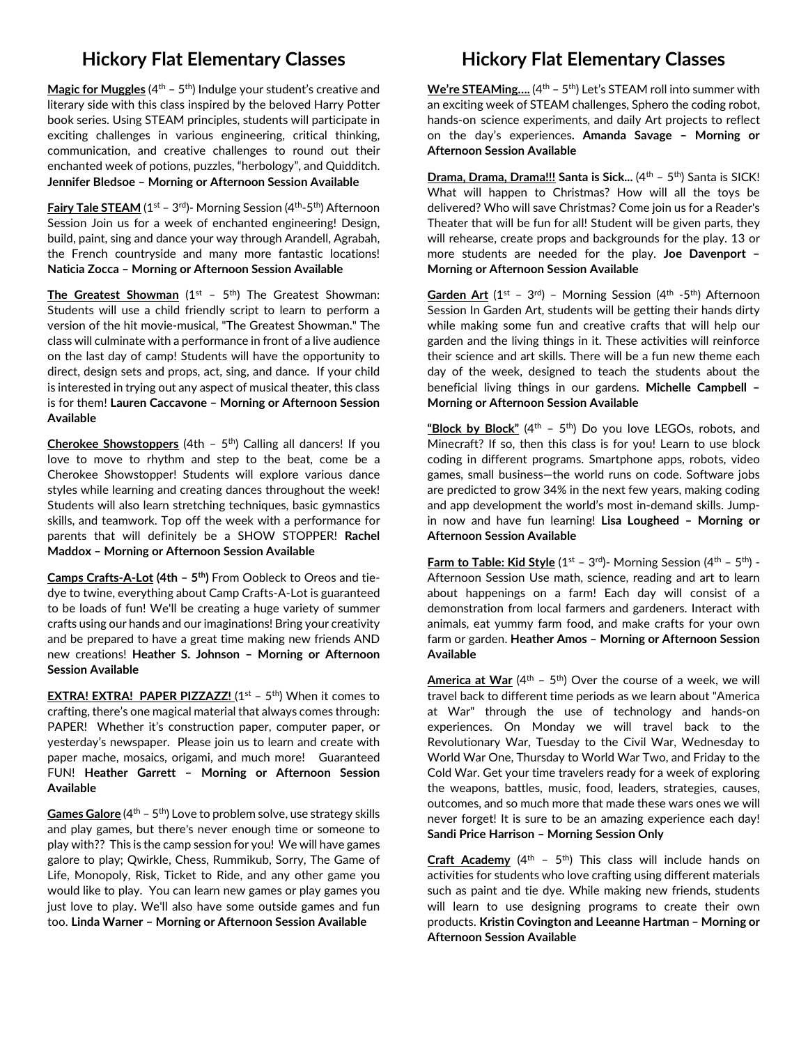# Hickory Flat Elementary Classes

**Magic for Muggles** (4th – 5th) Indulge your student's creative and literary side with this class inspired by the beloved Harry Potter book series. Using STEAM principles, students will participate in exciting challenges in various engineering, critical thinking, communication, and creative challenges to round out their enchanted week of potions, puzzles, "herbology", and Quidditch. **Jennifer Bledsoe – Morning or Afternoon Session Available**

**Fairy Tale STEAM** (1st – 3rd)- Morning Session (4th-5th) Afternoon Session Join us for a week of enchanted engineering! Design, build, paint, sing and dance your way through Arandell, Agrabah, the French countryside and many more fantastic locations! **Naticia Zocca – Morning or Afternoon Session Available**

**The Greatest Showman** (1st – 5th) The Greatest Showman: Students will use a child friendly script to learn to perform a version of the hit movie-musical, "The Greatest Showman." The class will culminate with a performance in front of a live audience on the last day of camp! Students will have the opportunity to direct, design sets and props, act, sing, and dance. If your child is interested in trying out any aspect of musical theater, this class is for them! **Lauren Caccavone – Morning or Afternoon Session Available**

**Cherokee Showstoppers** (4th – 5th) Calling all dancers! If you love to move to rhythm and step to the beat, come be a Cherokee Showstopper! Students will explore various dance styles while learning and creating dances throughout the week! Students will also learn stretching techniques, basic gymnastics skills, and teamwork. Top off the week with a performance for parents that will definitely be a SHOW STOPPER! **Rachel Maddox – Morning or Afternoon Session Available**

**Camps Crafts-A-Lot (4th – 5th)** From Oobleck to Oreos and tie-dye to twine, everything about Camp Crafts-A-Lot is guaranteed to be loads of fun! We'll be creating a huge variety of summer crafts using our hands and our imaginations! Bring your creativity and be prepared to have a great time making new friends AND new creations! **Heather S. Johnson – Morning or Afternoon Session Available**

**EXTRA! EXTRA! PAPER PIZZAZZ!** (1st – 5th) When it comes to crafting, there's one magical material that always comes through: PAPER! Whether it's construction paper, computer paper, or yesterday's newspaper. Please join us to learn and create with paper mache, mosaics, origami, and much more! Guaranteed FUN! **Heather Garrett – Morning or Afternoon Session Available**

**Games Galore** (4th – 5th) Love to problem solve, use strategy skills and play games, but there's never enough time or someone to play with?? This is the camp session for you! We will have games galore to play; Qwirkle, Chess, Rummikub, Sorry, The Game of Life, Monopoly, Risk, Ticket to Ride, and any other game you would like to play. You can learn new games or play games you just love to play. We'll also have some outside games and fun too. **Linda Warner – Morning or Afternoon Session Available**

# Hickory Flat Elementary Classes

**We're STEAMing….** (4th – 5th) Let's STEAM roll into summer with an exciting week of STEAM challenges, Sphero the coding robot, hands-on science experiments, and daily Art projects to reflect on the day's experiences**. Amanda Savage – Morning or Afternoon Session Available**

**Drama, Drama, Drama!!! Santa is Sick…** (4th – 5th) Santa is SICK! What will happen to Christmas? How will all the toys be delivered? Who will save Christmas? Come join us for a Reader's Theater that will be fun for all! Student will be given parts, they will rehearse, create props and backgrounds for the play. 13 or more students are needed for the play. **Joe Davenport – Morning or Afternoon Session Available**

**Garden Art** (1st – 3rd) – Morning Session (4th -5th) Afternoon Session In Garden Art, students will be getting their hands dirty while making some fun and creative crafts that will help our garden and the living things in it. These activities will reinforce their science and art skills. There will be a fun new theme each day of the week, designed to teach the students about the beneficial living things in our gardens. **Michelle Campbell – Morning or Afternoon Session Available**

**"Block by Block"** (4th – 5th) Do you love LEGOs, robots, and Minecraft? If so, then this class is for you! Learn to use block coding in different programs. Smartphone apps, robots, video games, small business—the world runs on code. Software jobs are predicted to grow 34% in the next few years, making coding and app development the world's most in-demand skills. Jump-in now and have fun learning! **Lisa Lougheed – Morning or Afternoon Session Available**

**Farm to Table: Kid Style** (1st – 3rd)- Morning Session (4th – 5th) -Afternoon Session Use math, science, reading and art to learn about happenings on a farm! Each day will consist of a demonstration from local farmers and gardeners. Interact with animals, eat yummy farm food, and make crafts for your own farm or garden. **Heather Amos – Morning or Afternoon Session Available**

**America at War** (4th – 5th) Over the course of a week, we will travel back to different time periods as we learn about "America at War" through the use of technology and hands-on experiences. On Monday we will travel back to the Revolutionary War, Tuesday to the Civil War, Wednesday to World War One, Thursday to World War Two, and Friday to the Cold War. Get your time travelers ready for a week of exploring the weapons, battles, music, food, leaders, strategies, causes, outcomes, and so much more that made these wars ones we will never forget! It is sure to be an amazing experience each day! **Sandi Price Harrison – Morning Session Only**

**Craft Academy** (4th – 5th) This class will include hands on activities for students who love crafting using different materials such as paint and tie dye. While making new friends, students will learn to use designing programs to create their own products. **Kristin Covington and Leeanne Hartman – Morning or Afternoon Session Available**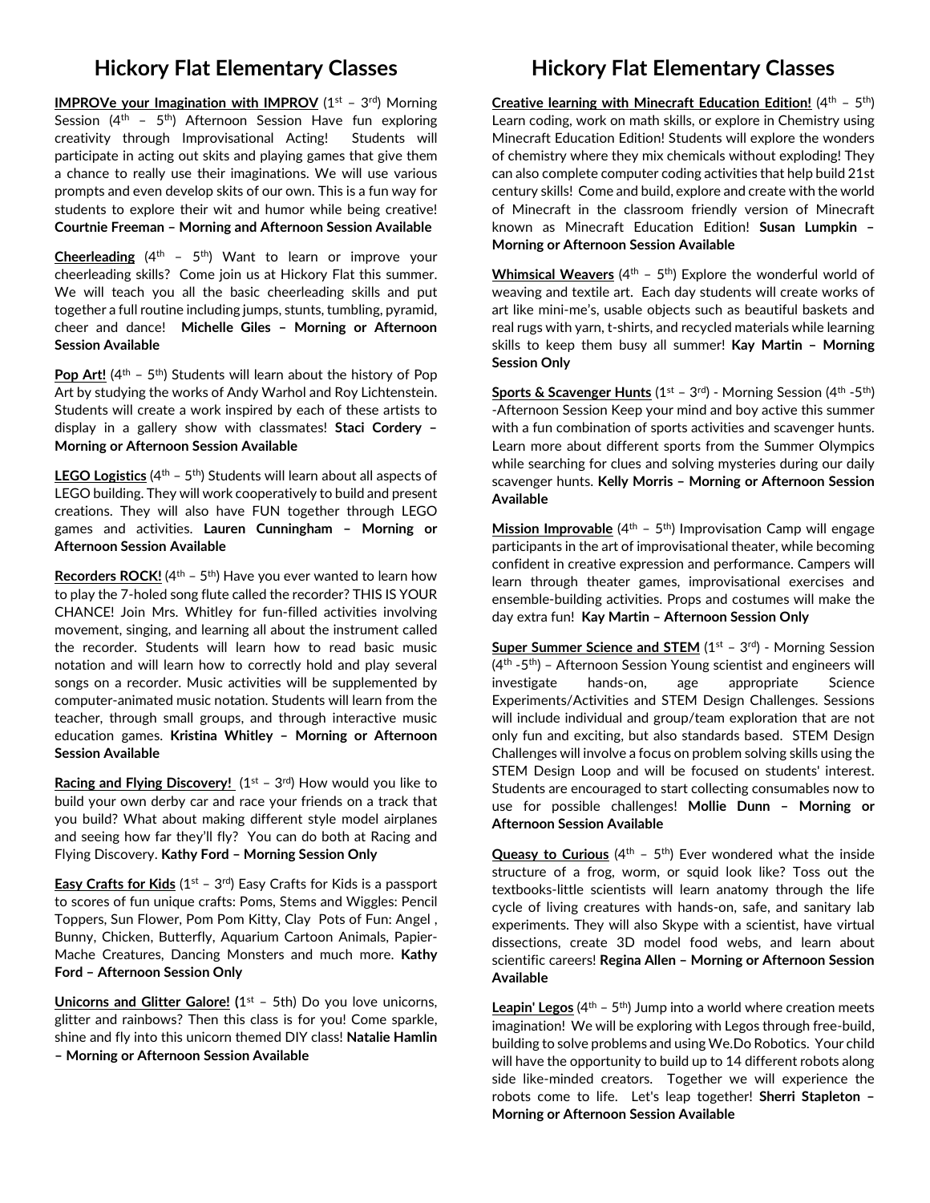# Hickory Flat Elementary Classes

**IMPROVe your Imagination with IMPROV** (1st – 3rd) Morning Session (4th – 5th) Afternoon Session Have fun exploring creativity through Improvisational Acting! Students will participate in acting out skits and playing games that give them a chance to really use their imaginations. We will use various prompts and even develop skits of our own. This is a fun way for students to explore their wit and humor while being creative! **Courtnie Freeman – Morning and Afternoon Session Available**

**Cheerleading** (4th – 5th) Want to learn or improve your cheerleading skills? Come join us at Hickory Flat this summer. We will teach you all the basic cheerleading skills and put together a full routine including jumps, stunts, tumbling, pyramid, cheer and dance! **Michelle Giles – Morning or Afternoon Session Available**

**Pop Art!** (4th – 5th) Students will learn about the history of Pop Art by studying the works of Andy Warhol and Roy Lichtenstein. Students will create a work inspired by each of these artists to display in a gallery show with classmates! **Staci Cordery – Morning or Afternoon Session Available**

**LEGO Logistics** (4th – 5th) Students will learn about all aspects of LEGO building. They will work cooperatively to build and present creations. They will also have FUN together through LEGO games and activities. **Lauren Cunningham – Morning or Afternoon Session Available**

**Recorders ROCK!** (4th – 5th) Have you ever wanted to learn how to play the 7-holed song flute called the recorder? THIS IS YOUR CHANCE! Join Mrs. Whitley for fun-filled activities involving movement, singing, and learning all about the instrument called the recorder. Students will learn how to read basic music notation and will learn how to correctly hold and play several songs on a recorder. Music activities will be supplemented by computer-animated music notation. Students will learn from the teacher, through small groups, and through interactive music education games. **Kristina Whitley – Morning or Afternoon Session Available**

**Racing and Flying Discovery!** (1st – 3rd) How would you like to build your own derby car and race your friends on a track that you build? What about making different style model airplanes and seeing how far they'll fly? You can do both at Racing and Flying Discovery. **Kathy Ford – Morning Session Only**

**Easy Crafts for Kids** (1st – 3rd) Easy Crafts for Kids is a passport to scores of fun unique crafts: Poms, Stems and Wiggles: Pencil Toppers, Sun Flower, Pom Pom Kitty, Clay Pots of Fun: Angel , Bunny, Chicken, Butterfly, Aquarium Cartoon Animals, Papier-Mache Creatures, Dancing Monsters and much more. **Kathy Ford – Afternoon Session Only**

**Unicorns and Glitter Galore!** (1st – 5th) Do you love unicorns, glitter and rainbows? Then this class is for you! Come sparkle, shine and fly into this unicorn themed DIY class! **Natalie Hamlin – Morning or Afternoon Session Available**

**Creative learning with Minecraft Education Edition!** (4th – 5th) Learn coding, work on math skills, or explore in Chemistry using Minecraft Education Edition! Students will explore the wonders of chemistry where they mix chemicals without exploding! They can also complete computer coding activities that help build 21st century skills! Come and build, explore and create with the world of Minecraft in the classroom friendly version of Minecraft known as Minecraft Education Edition! **Susan Lumpkin – Morning or Afternoon Session Available**

**Whimsical Weavers** (4th – 5th) Explore the wonderful world of weaving and textile art. Each day students will create works of art like mini-me's, usable objects such as beautiful baskets and real rugs with yarn, t-shirts, and recycled materials while learning skills to keep them busy all summer! **Kay Martin – Morning Session Only**

**Sports & Scavenger Hunts** (1st – 3rd) - Morning Session (4th -5th) -Afternoon Session Keep your mind and boy active this summer with a fun combination of sports activities and scavenger hunts. Learn more about different sports from the Summer Olympics while searching for clues and solving mysteries during our daily scavenger hunts. **Kelly Morris – Morning or Afternoon Session Available**

**Mission Improvable** (4th – 5th) Improvisation Camp will engage participants in the art of improvisational theater, while becoming confident in creative expression and performance. Campers will learn through theater games, improvisational exercises and ensemble-building activities. Props and costumes will make the day extra fun! **Kay Martin – Afternoon Session Only**

**Super Summer Science and STEM** (1st – 3rd) - Morning Session (4th -5th) – Afternoon Session Young scientist and engineers will investigate hands-on, age appropriate Science Experiments/Activities and STEM Design Challenges. Sessions will include individual and group/team exploration that are not only fun and exciting, but also standards based. STEM Design Challenges will involve a focus on problem solving skills using the STEM Design Loop and will be focused on students' interest. Students are encouraged to start collecting consumables now to use for possible challenges! **Mollie Dunn – Morning or Afternoon Session Available**

**Queasy to Curious** (4th – 5th) Ever wondered what the inside structure of a frog, worm, or squid look like? Toss out the textbooks-little scientists will learn anatomy through the life cycle of living creatures with hands-on, safe, and sanitary lab experiments. They will also Skype with a scientist, have virtual dissections, create 3D model food webs, and learn about scientific careers! **Regina Allen – Morning or Afternoon Session Available**

**Leapin' Legos** (4th – 5th) Jump into a world where creation meets imagination! We will be exploring with Legos through free-build, building to solve problems and using We.Do Robotics. Your child will have the opportunity to build up to 14 different robots along side like-minded creators. Together we will experience the robots come to life. Let's leap together! **Sherri Stapleton – Morning or Afternoon Session Available**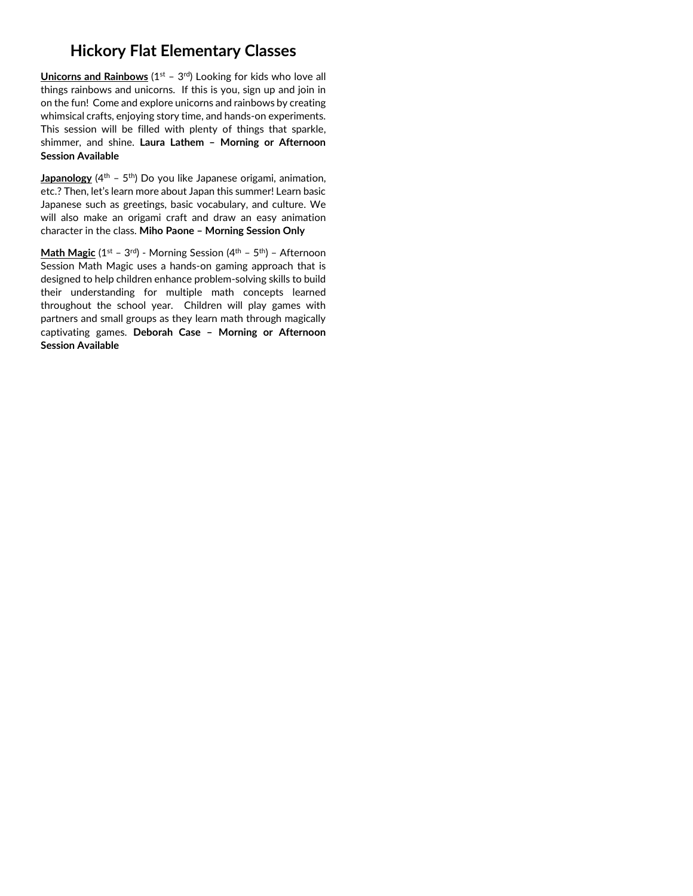# Hickory Flat Elementary Classes

**Unicorns and Rainbows** (1st – 3rd) Looking for kids who love all things rainbows and unicorns.  If this is you, sign up and join in on the fun!  Come and explore unicorns and rainbows by creating whimsical crafts, enjoying story time, and hands-on experiments. This session will be filled with plenty of things that sparkle, shimmer, and shine. **Laura Lathem – Morning or Afternoon Session Available**

**Japanology** (4th – 5th) Do you like Japanese origami, animation, etc.? Then, let's learn more about Japan this summer! Learn basic Japanese such as greetings, basic vocabulary, and culture. We will also make an origami craft and draw an easy animation character in the class. **Miho Paone – Morning Session Only**

**Math Magic** (1st – 3rd) - Morning Session (4th – 5th) – Afternoon Session Math Magic uses a hands-on gaming approach that is designed to help children enhance problem-solving skills to build their understanding for multiple math concepts learned throughout the school year.  Children will play games with partners and small groups as they learn math through magically captivating games. **Deborah Case – Morning or Afternoon Session Available**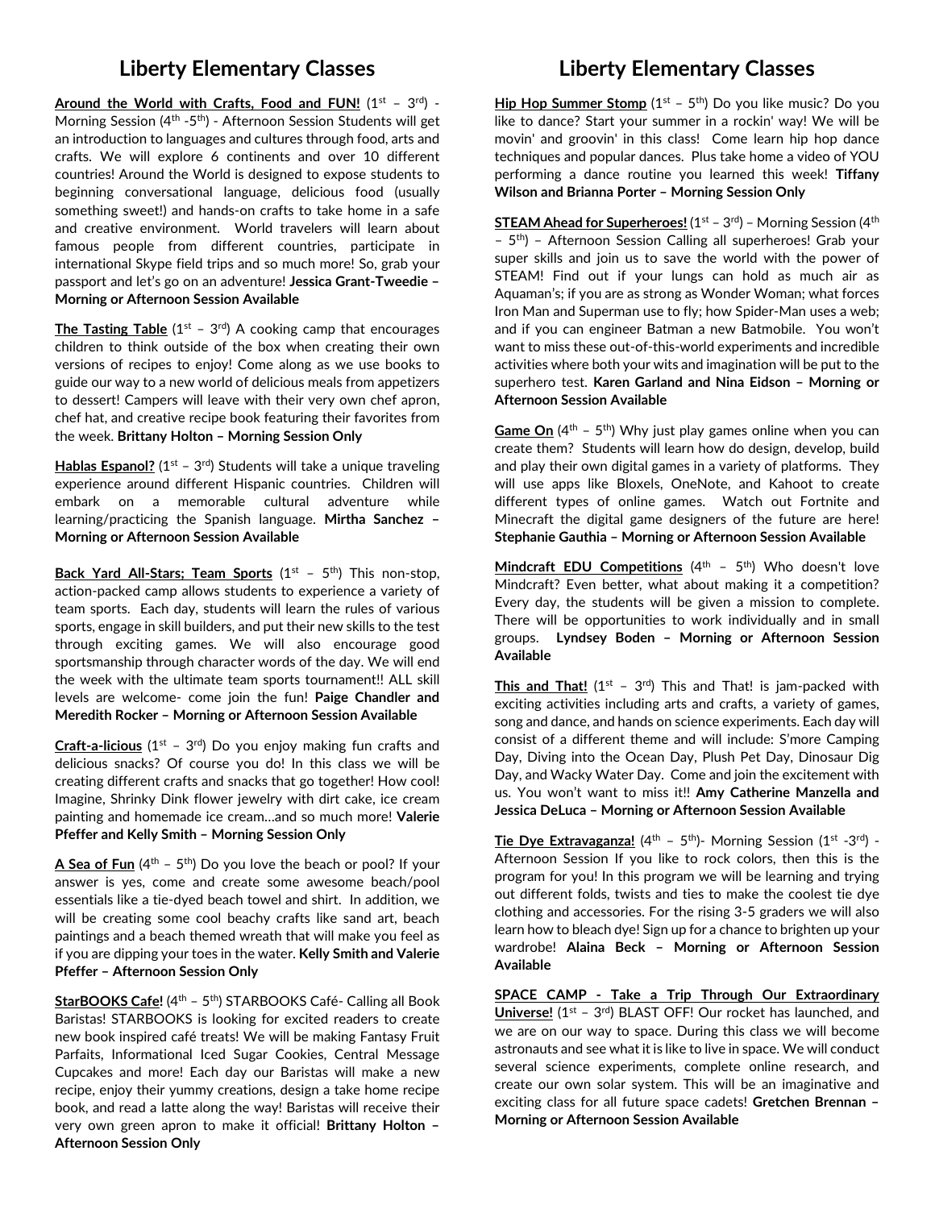# Liberty Elementary Classes

**Around the World with Crafts, Food and FUN!** (1st – 3rd) - Morning Session (4th -5th) - Afternoon Session Students will get an introduction to languages and cultures through food, arts and crafts. We will explore 6 continents and over 10 different countries! Around the World is designed to expose students to beginning conversational language, delicious food (usually something sweet!) and hands-on crafts to take home in a safe and creative environment. World travelers will learn about famous people from different countries, participate in international Skype field trips and so much more! So, grab your passport and let's go on an adventure! **Jessica Grant-Tweedie – Morning or Afternoon Session Available**

**The Tasting Table** (1st – 3rd) A cooking camp that encourages children to think outside of the box when creating their own versions of recipes to enjoy! Come along as we use books to guide our way to a new world of delicious meals from appetizers to dessert! Campers will leave with their very own chef apron, chef hat, and creative recipe book featuring their favorites from the week. **Brittany Holton – Morning Session Only**

**Hablas Espanol?** (1st – 3rd) Students will take a unique traveling experience around different Hispanic countries. Children will embark on a memorable cultural adventure while learning/practicing the Spanish language. **Mirtha Sanchez – Morning or Afternoon Session Available**

**Back Yard All-Stars; Team Sports** (1st – 5th) This non-stop, action-packed camp allows students to experience a variety of team sports. Each day, students will learn the rules of various sports, engage in skill builders, and put their new skills to the test through exciting games. We will also encourage good sportsmanship through character words of the day. We will end the week with the ultimate team sports tournament!! ALL skill levels are welcome- come join the fun! **Paige Chandler and Meredith Rocker – Morning or Afternoon Session Available**

**Craft-a-licious** (1st – 3rd) Do you enjoy making fun crafts and delicious snacks? Of course you do! In this class we will be creating different crafts and snacks that go together! How cool! Imagine, Shrinky Dink flower jewelry with dirt cake, ice cream painting and homemade ice cream…and so much more! **Valerie Pfeffer and Kelly Smith – Morning Session Only**

**A Sea of Fun** (4th – 5th) Do you love the beach or pool? If your answer is yes, come and create some awesome beach/pool essentials like a tie-dyed beach towel and shirt. In addition, we will be creating some cool beachy crafts like sand art, beach paintings and a beach themed wreath that will make you feel as if you are dipping your toes in the water. **Kelly Smith and Valerie Pfeffer – Afternoon Session Only**

**StarBOOKS Cafe!** (4th – 5th) STARBOOKS Café- Calling all Book Baristas! STARBOOKS is looking for excited readers to create new book inspired café treats! We will be making Fantasy Fruit Parfaits, Informational Iced Sugar Cookies, Central Message Cupcakes and more! Each day our Baristas will make a new recipe, enjoy their yummy creations, design a take home recipe book, and read a latte along the way! Baristas will receive their very own green apron to make it official! **Brittany Holton – Afternoon Session Only**

**Hip Hop Summer Stomp** (1st – 5th) Do you like music? Do you like to dance? Start your summer in a rockin' way! We will be movin' and groovin' in this class! Come learn hip hop dance techniques and popular dances. Plus take home a video of YOU performing a dance routine you learned this week! **Tiffany Wilson and Brianna Porter – Morning Session Only**

**STEAM Ahead for Superheroes!** (1st – 3rd) – Morning Session (4th – 5th) – Afternoon Session Calling all superheroes! Grab your super skills and join us to save the world with the power of STEAM! Find out if your lungs can hold as much air as Aquaman's; if you are as strong as Wonder Woman; what forces Iron Man and Superman use to fly; how Spider-Man uses a web; and if you can engineer Batman a new Batmobile. You won't want to miss these out-of-this-world experiments and incredible activities where both your wits and imagination will be put to the superhero test. **Karen Garland and Nina Eidson – Morning or Afternoon Session Available**

**Game On** (4th – 5th) Why just play games online when you can create them? Students will learn how do design, develop, build and play their own digital games in a variety of platforms. They will use apps like Bloxels, OneNote, and Kahoot to create different types of online games. Watch out Fortnite and Minecraft the digital game designers of the future are here! **Stephanie Gauthia – Morning or Afternoon Session Available**

**Mindcraft EDU Competitions** (4th – 5th) Who doesn't love Mindcraft? Even better, what about making it a competition? Every day, the students will be given a mission to complete. There will be opportunities to work individually and in small groups. **Lyndsey Boden – Morning or Afternoon Session Available**

**This and That!** (1st – 3rd) This and That! is jam-packed with exciting activities including arts and crafts, a variety of games, song and dance, and hands on science experiments. Each day will consist of a different theme and will include: S'more Camping Day, Diving into the Ocean Day, Plush Pet Day, Dinosaur Dig Day, and Wacky Water Day. Come and join the excitement with us. You won't want to miss it!! **Amy Catherine Manzella and Jessica DeLuca – Morning or Afternoon Session Available**

**Tie Dye Extravaganza!** (4th – 5th)- Morning Session (1st -3rd) - Afternoon Session If you like to rock colors, then this is the program for you! In this program we will be learning and trying out different folds, twists and ties to make the coolest tie dye clothing and accessories. For the rising 3-5 graders we will also learn how to bleach dye! Sign up for a chance to brighten up your wardrobe! **Alaina Beck – Morning or Afternoon Session Available**

**SPACE CAMP - Take a Trip Through Our Extraordinary Universe!** (1st – 3rd) BLAST OFF! Our rocket has launched, and we are on our way to space. During this class we will become astronauts and see what it is like to live in space. We will conduct several science experiments, complete online research, and create our own solar system. This will be an imaginative and exciting class for all future space cadets! **Gretchen Brennan – Morning or Afternoon Session Available**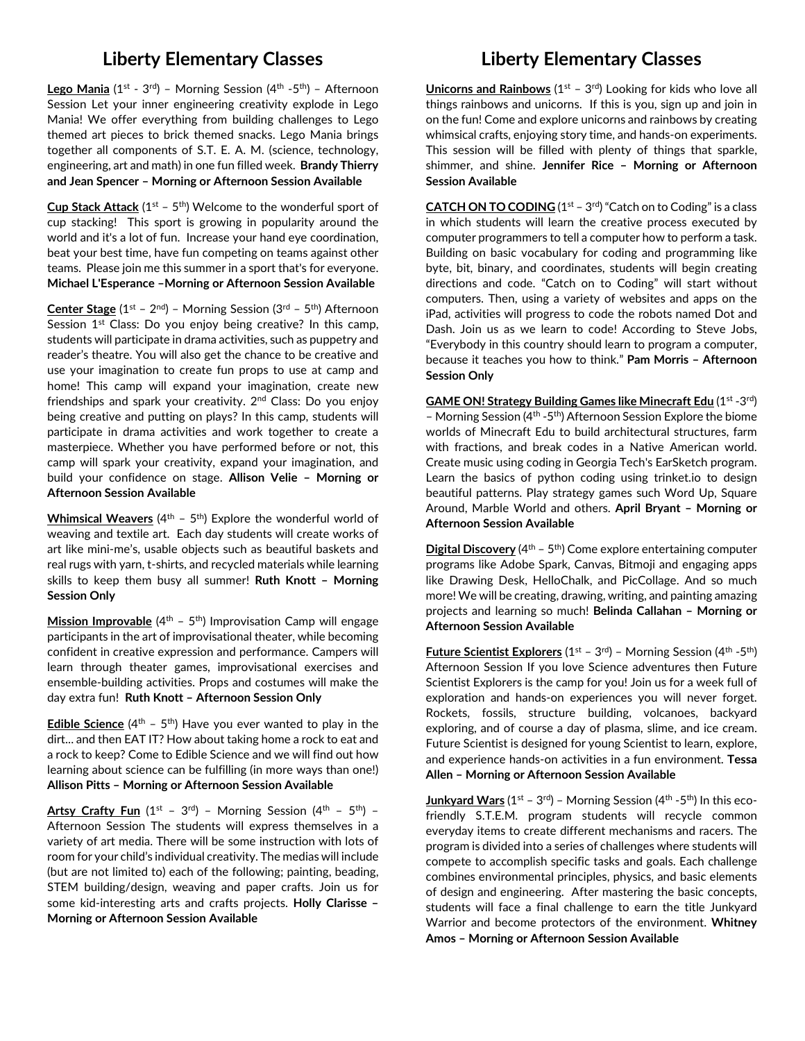## Liberty Elementary Classes

**Lego Mania** (1st - 3rd) – Morning Session (4th -5th) – Afternoon Session Let your inner engineering creativity explode in Lego Mania! We offer everything from building challenges to Lego themed art pieces to brick themed snacks. Lego Mania brings together all components of S.T. E. A. M. (science, technology, engineering, art and math) in one fun filled week. **Brandy Thierry and Jean Spencer – Morning or Afternoon Session Available**

**Cup Stack Attack** (1st – 5th) Welcome to the wonderful sport of cup stacking! This sport is growing in popularity around the world and it's a lot of fun. Increase your hand eye coordination, beat your best time, have fun competing on teams against other teams. Please join me this summer in a sport that's for everyone. **Michael L'Esperance –Morning or Afternoon Session Available**

**Center Stage** (1st – 2nd) – Morning Session (3rd – 5th) Afternoon Session 1st Class: Do you enjoy being creative? In this camp, students will participate in drama activities, such as puppetry and reader's theatre. You will also get the chance to be creative and use your imagination to create fun props to use at camp and home! This camp will expand your imagination, create new friendships and spark your creativity. 2nd Class: Do you enjoy being creative and putting on plays? In this camp, students will participate in drama activities and work together to create a masterpiece. Whether you have performed before or not, this camp will spark your creativity, expand your imagination, and build your confidence on stage. **Allison Velie – Morning or Afternoon Session Available**

**Whimsical Weavers** (4th – 5th) Explore the wonderful world of weaving and textile art. Each day students will create works of art like mini-me's, usable objects such as beautiful baskets and real rugs with yarn, t-shirts, and recycled materials while learning skills to keep them busy all summer! **Ruth Knott – Morning Session Only**

**Mission Improvable** (4th – 5th) Improvisation Camp will engage participants in the art of improvisational theater, while becoming confident in creative expression and performance. Campers will learn through theater games, improvisational exercises and ensemble-building activities. Props and costumes will make the day extra fun! **Ruth Knott – Afternoon Session Only**

**Edible Science** (4th – 5th) Have you ever wanted to play in the dirt… and then EAT IT? How about taking home a rock to eat and a rock to keep? Come to Edible Science and we will find out how learning about science can be fulfilling (in more ways than one!) **Allison Pitts – Morning or Afternoon Session Available**

**Artsy Crafty Fun** (1st – 3rd) – Morning Session (4th – 5th) – Afternoon Session The students will express themselves in a variety of art media. There will be some instruction with lots of room for your child's individual creativity. The medias will include (but are not limited to) each of the following; painting, beading, STEM building/design, weaving and paper crafts. Join us for some kid-interesting arts and crafts projects. **Holly Clarisse – Morning or Afternoon Session Available**

**Unicorns and Rainbows** (1st – 3rd) Looking for kids who love all things rainbows and unicorns. If this is you, sign up and join in on the fun! Come and explore unicorns and rainbows by creating whimsical crafts, enjoying story time, and hands-on experiments. This session will be filled with plenty of things that sparkle, shimmer, and shine. **Jennifer Rice – Morning or Afternoon Session Available**

**CATCH ON TO CODING** (1st – 3rd) "Catch on to Coding" is a class in which students will learn the creative process executed by computer programmers to tell a computer how to perform a task. Building on basic vocabulary for coding and programming like byte, bit, binary, and coordinates, students will begin creating directions and code. "Catch on to Coding" will start without computers. Then, using a variety of websites and apps on the iPad, activities will progress to code the robots named Dot and Dash. Join us as we learn to code! According to Steve Jobs, "Everybody in this country should learn to program a computer, because it teaches you how to think." **Pam Morris – Afternoon Session Only**

**GAME ON! Strategy Building Games like Minecraft Edu** (1st -3rd) – Morning Session (4th -5th) Afternoon Session Explore the biome worlds of Minecraft Edu to build architectural structures, farm with fractions, and break codes in a Native American world. Create music using coding in Georgia Tech's EarSketch program. Learn the basics of python coding using trinket.io to design beautiful patterns. Play strategy games such Word Up, Square Around, Marble World and others. **April Bryant – Morning or Afternoon Session Available**

**Digital Discovery** (4th – 5th) Come explore entertaining computer programs like Adobe Spark, Canvas, Bitmoji and engaging apps like Drawing Desk, HelloChalk, and PicCollage. And so much more! We will be creating, drawing, writing, and painting amazing projects and learning so much! **Belinda Callahan – Morning or Afternoon Session Available**

**Future Scientist Explorers** (1st – 3rd) – Morning Session (4th -5th) Afternoon Session If you love Science adventures then Future Scientist Explorers is the camp for you! Join us for a week full of exploration and hands-on experiences you will never forget. Rockets, fossils, structure building, volcanoes, backyard exploring, and of course a day of plasma, slime, and ice cream. Future Scientist is designed for young Scientist to learn, explore, and experience hands-on activities in a fun environment. **Tessa Allen – Morning or Afternoon Session Available**

**Junkyard Wars** (1st – 3rd) – Morning Session (4th -5th) In this eco-friendly S.T.E.M. program students will recycle common everyday items to create different mechanisms and racers. The program is divided into a series of challenges where students will compete to accomplish specific tasks and goals. Each challenge combines environmental principles, physics, and basic elements of design and engineering. After mastering the basic concepts, students will face a final challenge to earn the title Junkyard Warrior and become protectors of the environment. **Whitney Amos – Morning or Afternoon Session Available**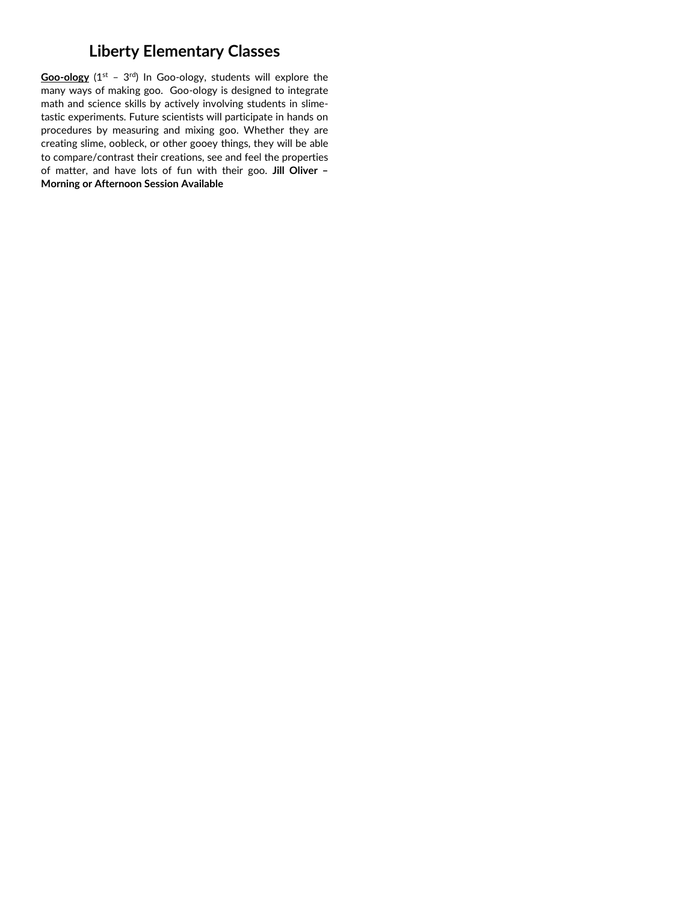# Liberty Elementary Classes

**Goo-ology** (1st – 3rd) In Goo-ology, students will explore the many ways of making goo. Goo-ology is designed to integrate math and science skills by actively involving students in slime-tastic experiments. Future scientists will participate in hands on procedures by measuring and mixing goo. Whether they are creating slime, oobleck, or other gooey things, they will be able to compare/contrast their creations, see and feel the properties of matter, and have lots of fun with their goo. **Jill Oliver – Morning or Afternoon Session Available**